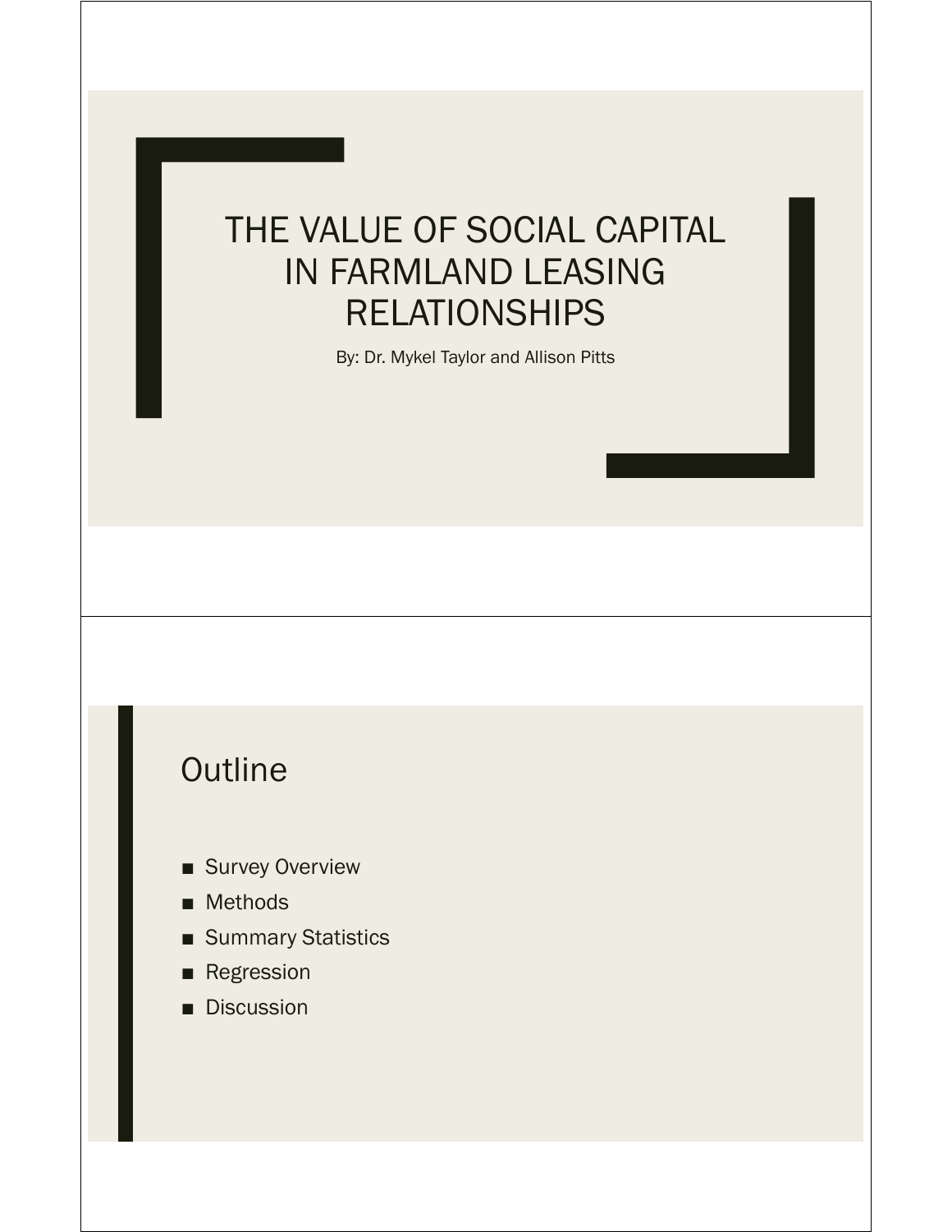# THE VALUE OF SOCIAL CAPITAL IN FARMLAND LEASING RELATIONSHIPS

By: Dr. Mykel Taylor and Allison Pitts

## Outline

- Survey Overview
- Methods
- Summary Statistics
- Regression
- Discussion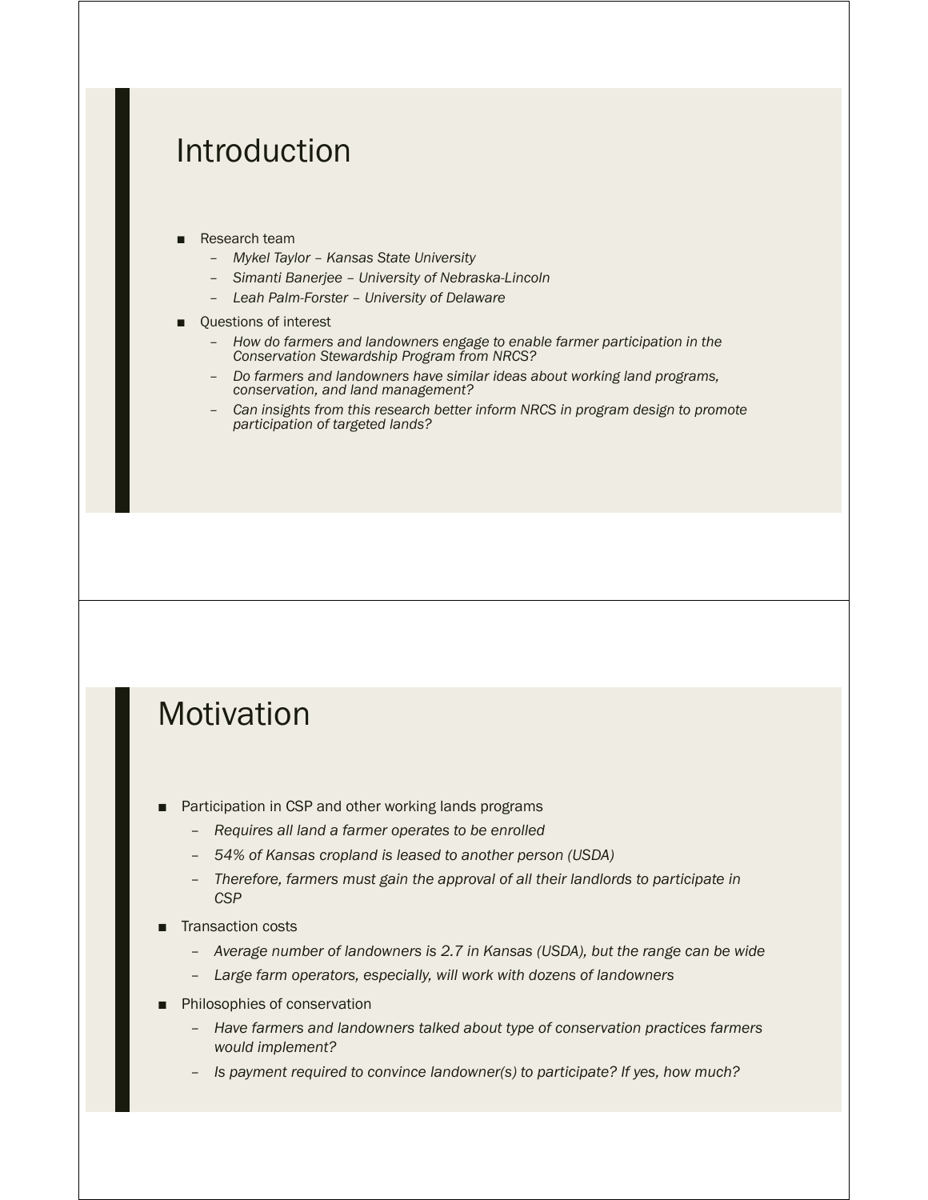# Introduction

- Research team
  - *Mykel Taylor – Kansas State University*
  - *Simanti Banerjee – University of Nebraska-Lincoln*
  - *Leah Palm-Forster – University of Delaware*
- Questions of interest
  - *How do farmers and landowners engage to enable farmer participation in the Conservation Stewardship Program from NRCS?*
  - *Do farmers and landowners have similar ideas about working land programs, conservation, and land management?*
  - *Can insights from this research better inform NRCS in program design to promote participation of targeted lands?*

# Motivation

- Participation in CSP and other working lands programs
  - *Requires all land a farmer operates to be enrolled*
  - *54% of Kansas cropland is leased to another person (USDA)*
  - *Therefore, farmers must gain the approval of all their landlords to participate in CSP*
- Transaction costs
  - *Average number of landowners is 2.7 in Kansas (USDA), but the range can be wide*
  - *Large farm operators, especially, will work with dozens of landowners*
- Philosophies of conservation
  - *Have farmers and landowners talked about type of conservation practices farmers would implement?*
  - *Is payment required to convince landowner(s) to participate? If yes, how much?*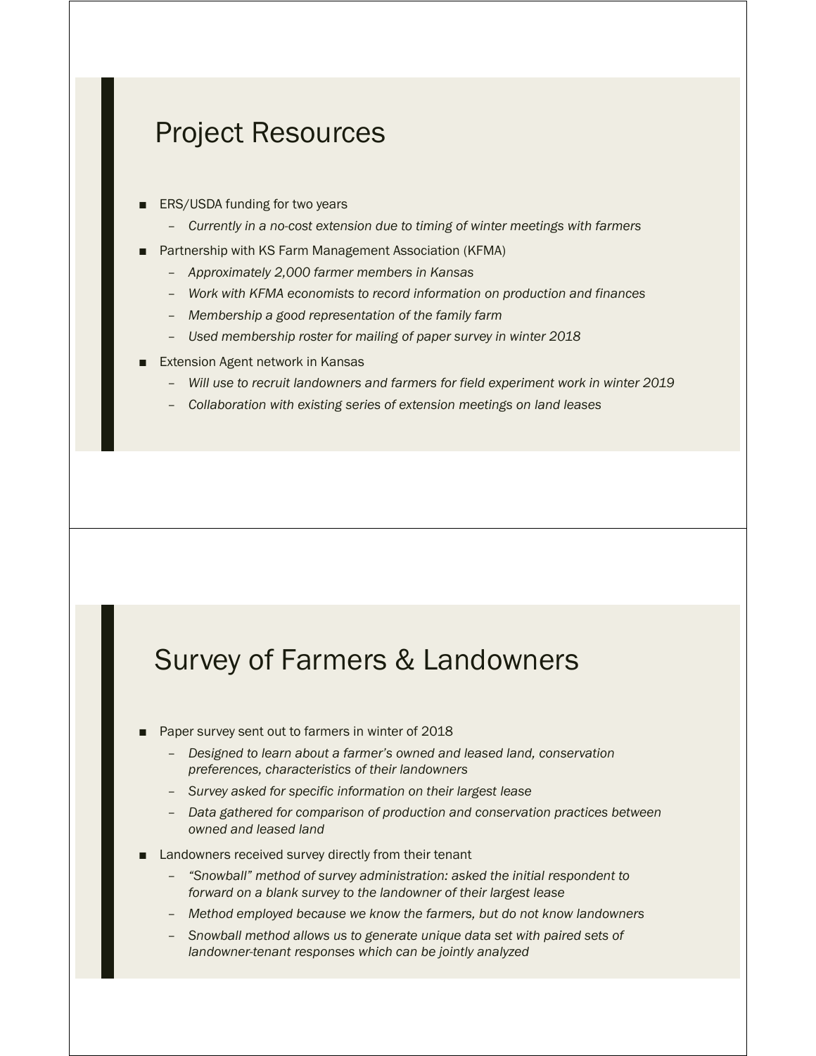## Project Resources

- ERS/USDA funding for two years
  - *Currently in a no-cost extension due to timing of winter meetings with farmers*
- Partnership with KS Farm Management Association (KFMA)
  - *Approximately 2,000 farmer members in Kansas*
  - *Work with KFMA economists to record information on production and finances*
  - *Membership a good representation of the family farm*
  - *Used membership roster for mailing of paper survey in winter 2018*
- Extension Agent network in Kansas
  - *Will use to recruit landowners and farmers for field experiment work in winter 2019*
  - *Collaboration with existing series of extension meetings on land leases*

## Survey of Farmers & Landowners

- Paper survey sent out to farmers in winter of 2018
  - *Designed to learn about a farmer's owned and leased land, conservation preferences, characteristics of their landowners*
  - *Survey asked for specific information on their largest lease*
  - *Data gathered for comparison of production and conservation practices between owned and leased land*
- Landowners received survey directly from their tenant
  - *"Snowball" method of survey administration: asked the initial respondent to forward on a blank survey to the landowner of their largest lease*
  - *Method employed because we know the farmers, but do not know landowners*
  - *Snowball method allows us to generate unique data set with paired sets of landowner-tenant responses which can be jointly analyzed*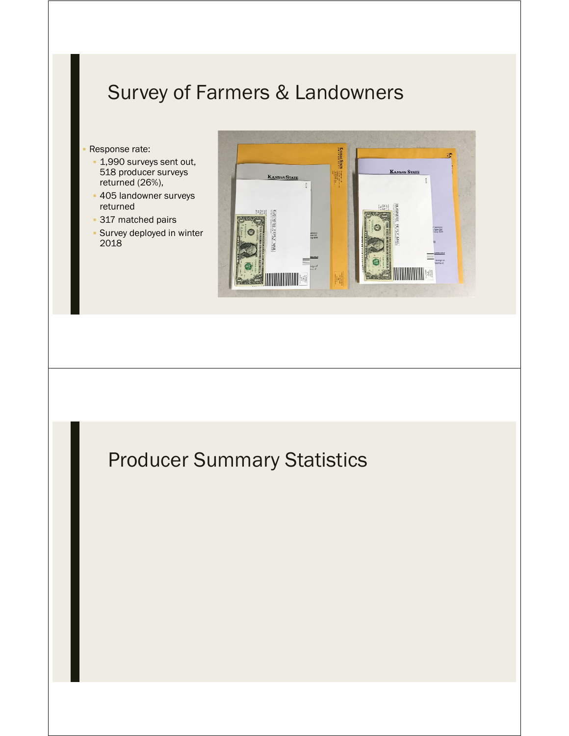## Survey of Farmers & Landowners

- Response rate:
  - 1,990 surveys sent out, 518 producer surveys returned (26%),
  - 405 landowner surveys returned
  - 317 matched pairs
  - Survey deployed in winter 2018

## Producer Summary Statistics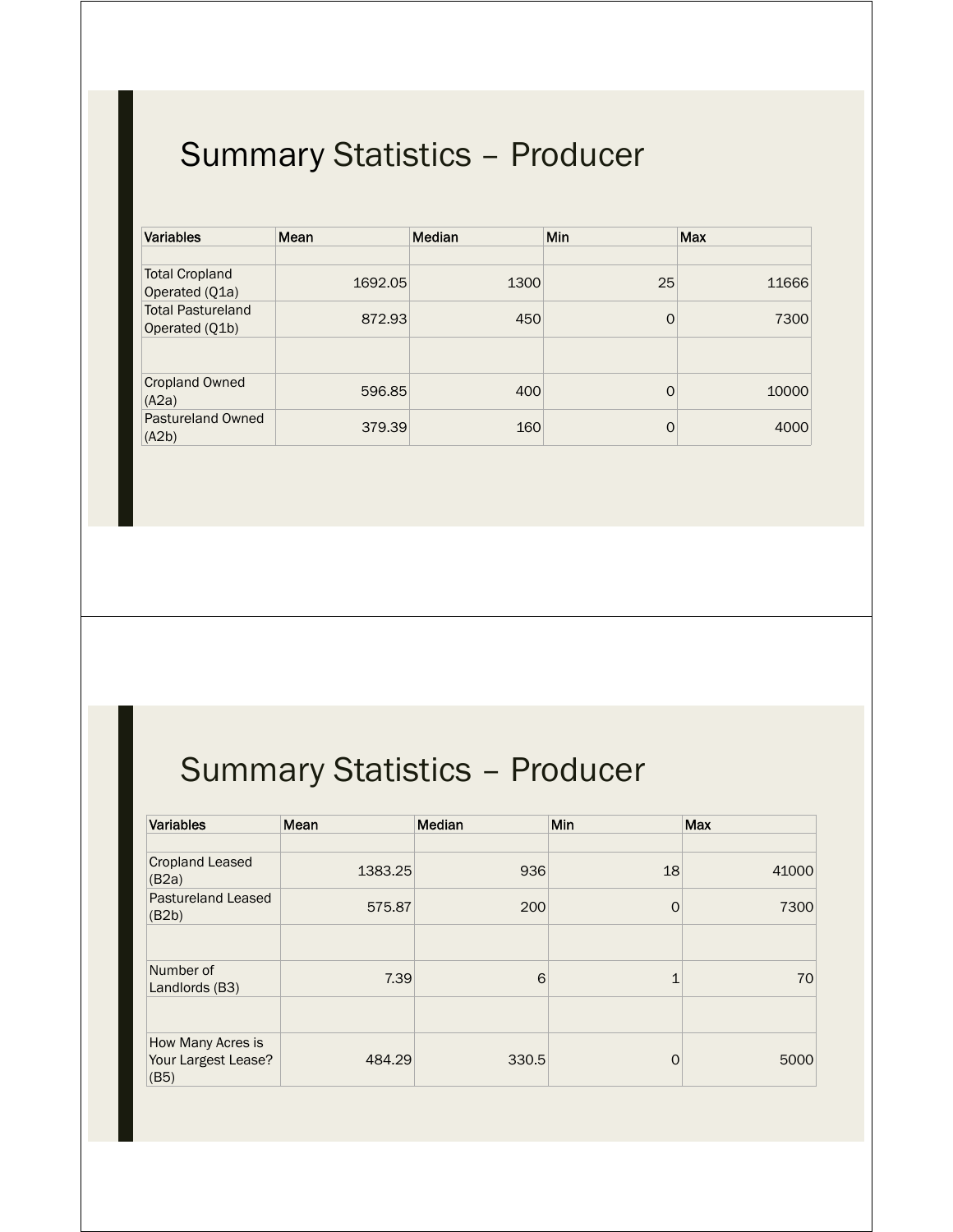## Summary Statistics – Producer

| Variables | Mean | Median | Min | Max |
|---|---|---|---|---|
| | | | | |
| Total Cropland Operated (Q1a) | 1692.05 | 1300 | 25 | 11666 |
| Total Pastureland Operated (Q1b) | 872.93 | 450 | 0 | 7300 |
| | | | | |
| Cropland Owned (A2a) | 596.85 | 400 | 0 | 10000 |
| Pastureland Owned (A2b) | 379.39 | 160 | 0 | 4000 |

## Summary Statistics – Producer

| Variables | Mean | Median | Min | Max |
|---|---|---|---|---|
| | | | | |
| Cropland Leased (B2a) | 1383.25 | 936 | 18 | 41000 |
| Pastureland Leased (B2b) | 575.87 | 200 | 0 | 7300 |
| | | | | |
| Number of Landlords (B3) | 7.39 | 6 | 1 | 70 |
| | | | | |
| How Many Acres is Your Largest Lease? (B5) | 484.29 | 330.5 | 0 | 5000 |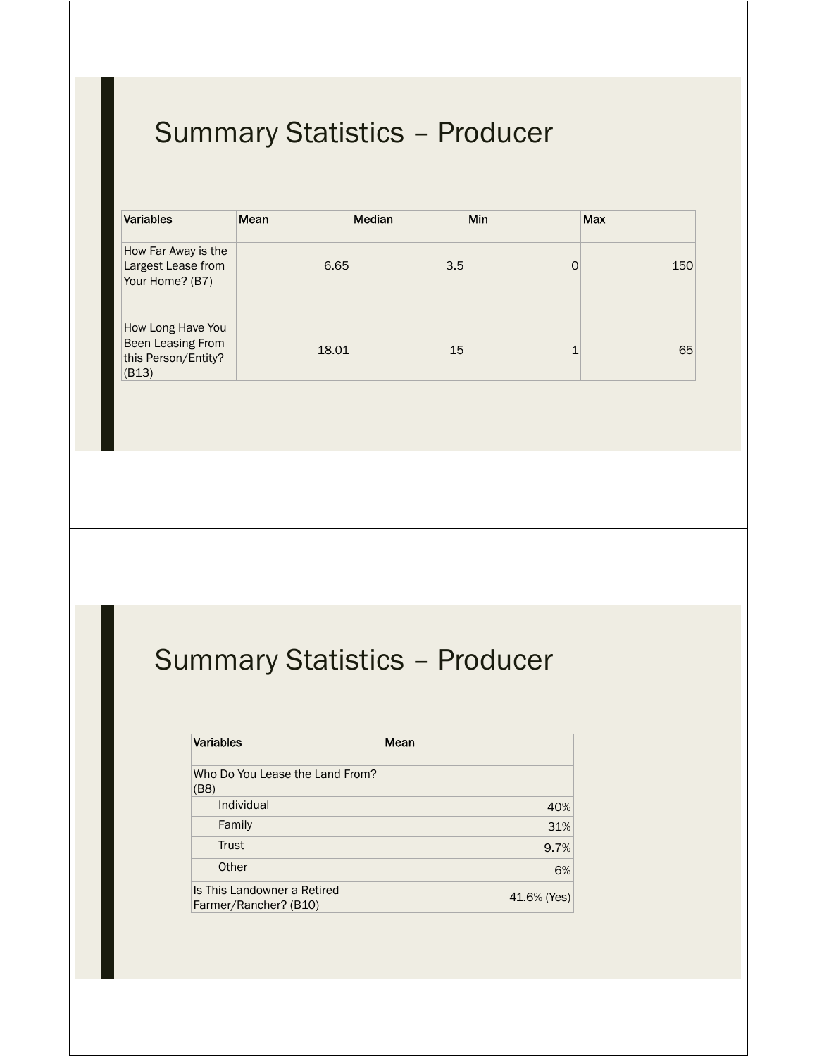## Summary Statistics – Producer

| Variables | Mean | Median | Min | Max |
|---|---|---|---|---|
| | | | | |
| How Far Away is the Largest Lease from Your Home? (B7) | 6.65 | 3.5 | 0 | 150 |
| | | | | |
| How Long Have You Been Leasing From this Person/Entity? (B13) | 18.01 | 15 | 1 | 65 |

## Summary Statistics – Producer

| Variables | Mean |
|---|---|
| | |
| Who Do You Lease the Land From? (B8) | |
| Individual | 40% |
| Family | 31% |
| Trust | 9.7% |
| Other | 6% |
| Is This Landowner a Retired Farmer/Rancher? (B10) | 41.6% (Yes) |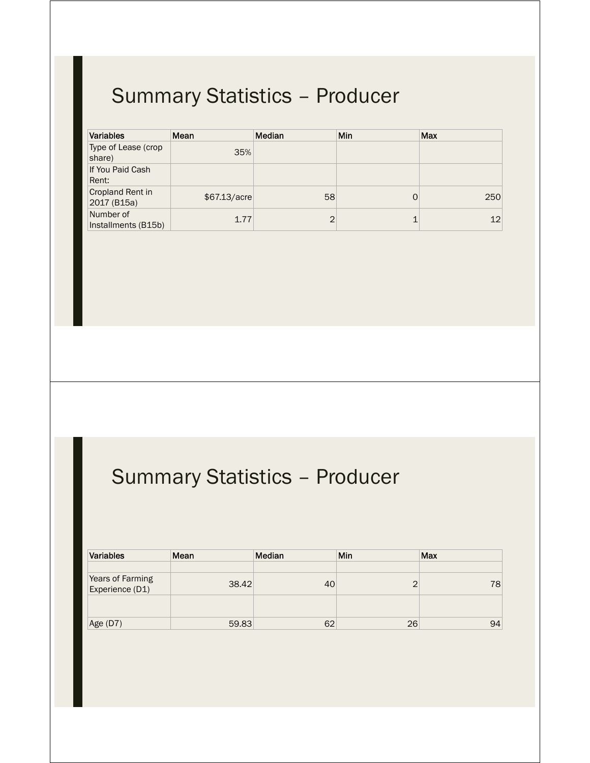## Summary Statistics – Producer

| Variables | Mean | Median | Min | Max |
|---|---|---|---|---|
| Type of Lease (crop share) | 35% | | | |
| If You Paid Cash Rent: | | | | |
| Cropland Rent in 2017 (B15a) | $67.13/acre | 58 | 0 | 250 |
| Number of Installments (B15b) | 1.77 | 2 | 1 | 12 |

## Summary Statistics – Producer

| Variables | Mean | Median | Min | Max |
|---|---|---|---|---|
| | | | | |
| Years of Farming Experience (D1) | 38.42 | 40 | 2 | 78 |
| | | | | |
| Age (D7) | 59.83 | 62 | 26 | 94 |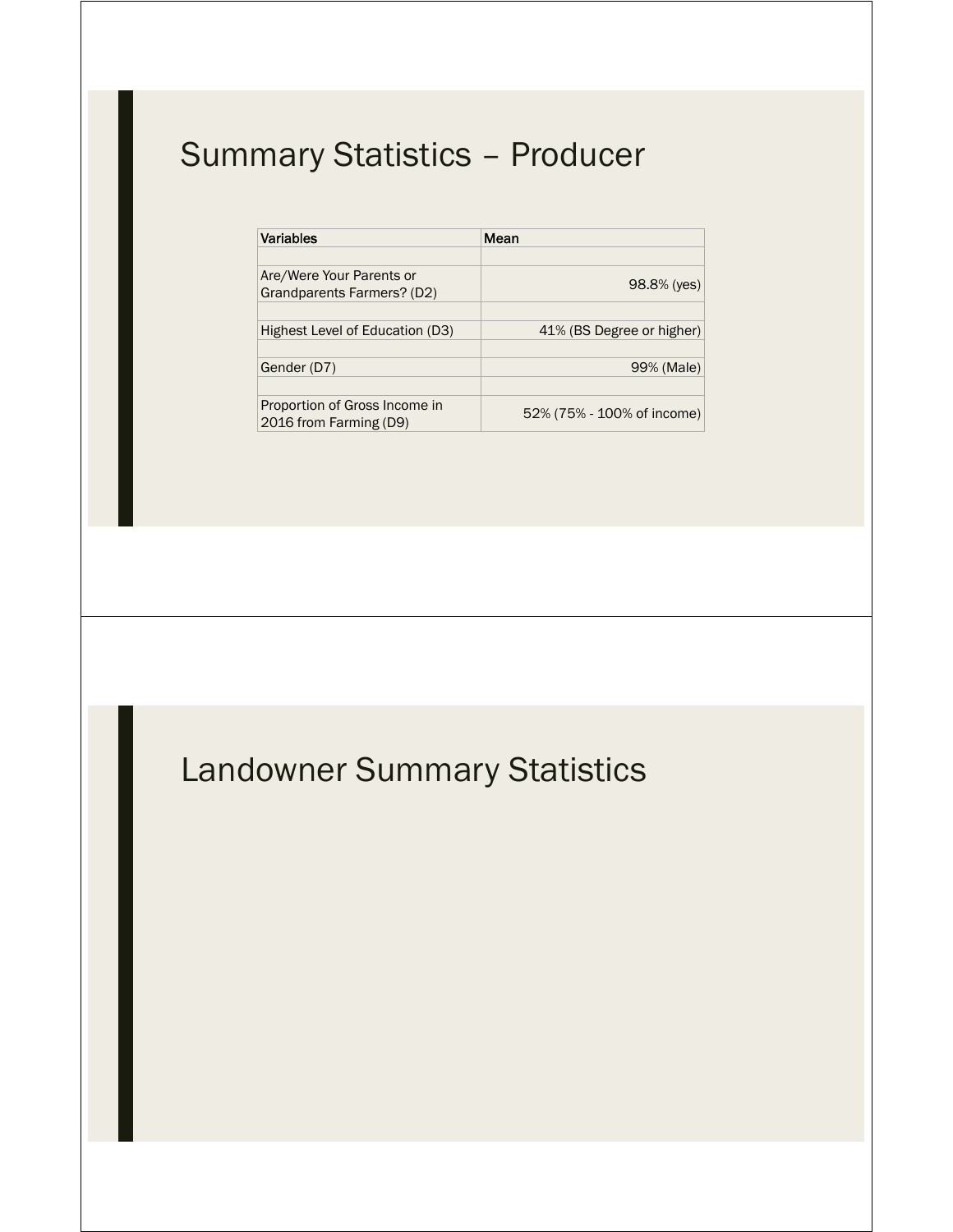## Summary Statistics – Producer

| Variables | Mean |
| --- | --- |
| | |
| Are/Were Your Parents or Grandparents Farmers? (D2) | 98.8% (yes) |
| | |
| Highest Level of Education (D3) | 41% (BS Degree or higher) |
| | |
| Gender (D7) | 99% (Male) |
| | |
| Proportion of Gross Income in 2016 from Farming (D9) | 52% (75% - 100% of income) |

## Landowner Summary Statistics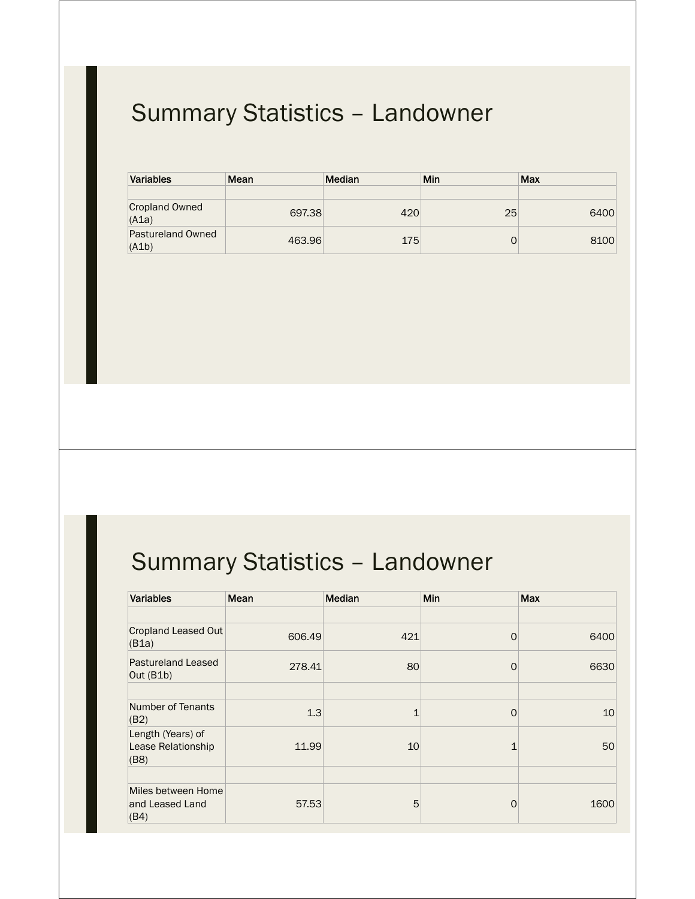## Summary Statistics – Landowner

| Variables | Mean | Median | Min | Max |
|---|---|---|---|---|
| | | | | |
| Cropland Owned (A1a) | 697.38 | 420 | 25 | 6400 |
| Pastureland Owned (A1b) | 463.96 | 175 | 0 | 8100 |

## Summary Statistics – Landowner

| Variables | Mean | Median | Min | Max |
|---|---|---|---|---|
| | | | | |
| Cropland Leased Out (B1a) | 606.49 | 421 | 0 | 6400 |
| Pastureland Leased Out (B1b) | 278.41 | 80 | 0 | 6630 |
| | | | | |
| Number of Tenants (B2) | 1.3 | 1 | 0 | 10 |
| Length (Years) of Lease Relationship (B8) | 11.99 | 10 | 1 | 50 |
| | | | | |
| Miles between Home and Leased Land (B4) | 57.53 | 5 | 0 | 1600 |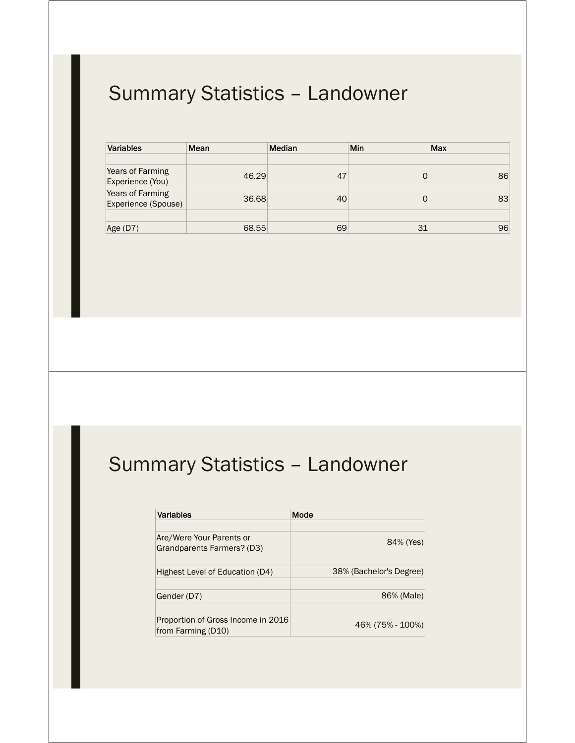# Summary Statistics – Landowner

| Variables | Mean | Median | Min | Max |
|---|---|---|---|---|
| | | | | |
| Years of Farming Experience (You) | 46.29 | 47 | 0 | 86 |
| Years of Farming Experience (Spouse) | 36.68 | 40 | 0 | 83 |
| | | | | |
| Age (D7) | 68.55 | 69 | 31 | 96 |

# Summary Statistics – Landowner

| Variables | Mode |
|---|---|
| | |
| Are/Were Your Parents or Grandparents Farmers? (D3) | 84% (Yes) |
| | |
| Highest Level of Education (D4) | 38% (Bachelor's Degree) |
| | |
| Gender (D7) | 86% (Male) |
| | |
| Proportion of Gross Income in 2016 from Farming (D10) | 46% (75% - 100%) |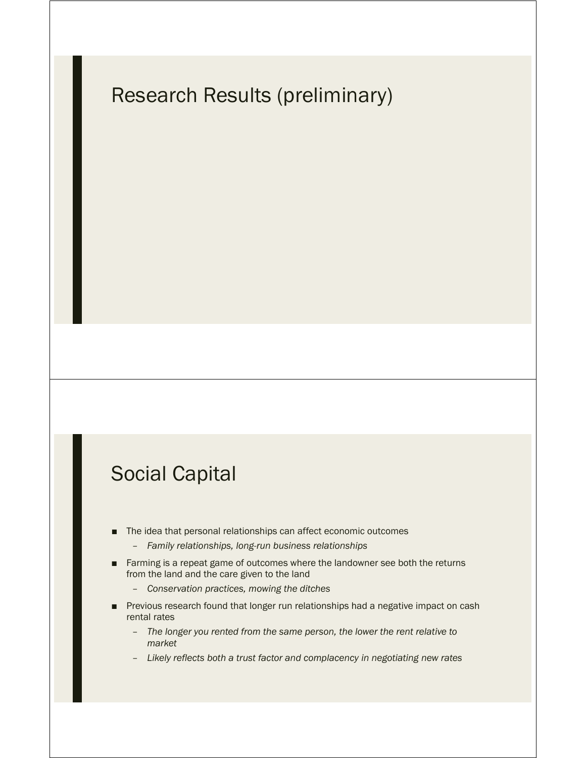# Research Results (preliminary)

# Social Capital

- The idea that personal relationships can affect economic outcomes
  - *Family relationships, long-run business relationships*
- Farming is a repeat game of outcomes where the landowner see both the returns from the land and the care given to the land
  - *Conservation practices, mowing the ditches*
- Previous research found that longer run relationships had a negative impact on cash rental rates
  - *The longer you rented from the same person, the lower the rent relative to market*
  - *Likely reflects both a trust factor and complacency in negotiating new rates*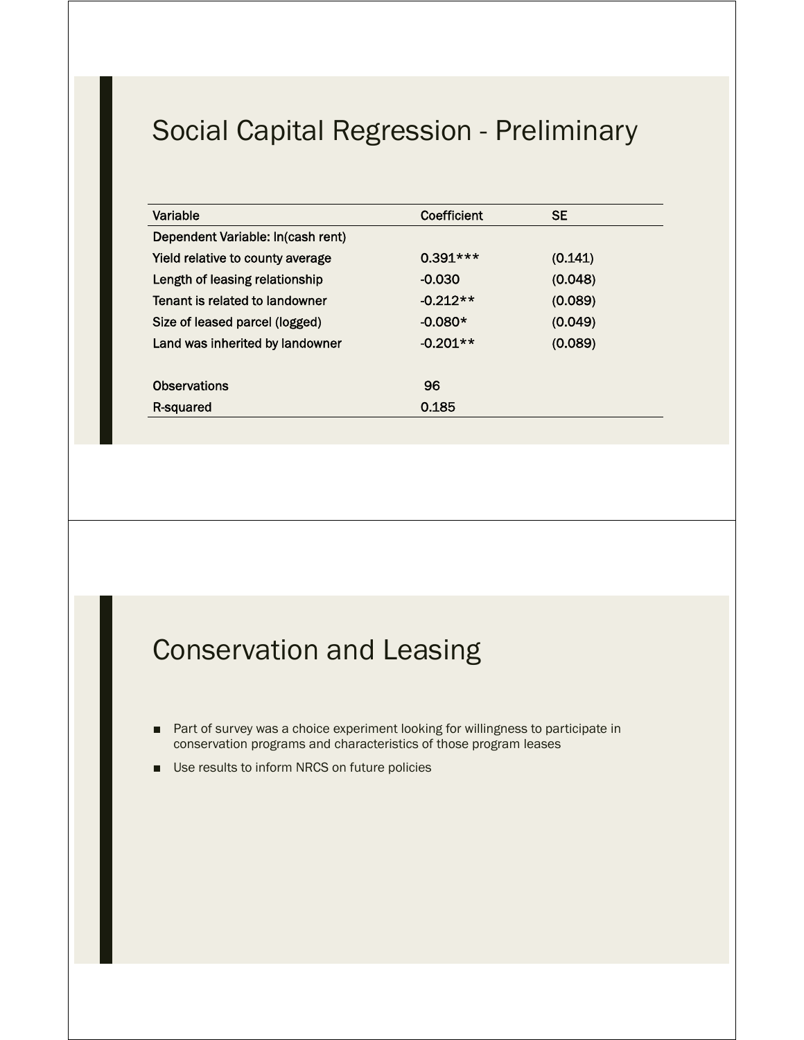# Social Capital Regression - Preliminary

| Variable | Coefficient | SE |
|---|---|---|
| Dependent Variable: ln(cash rent) | | |
| Yield relative to county average | 0.391*** | (0.141) |
| Length of leasing relationship | -0.030 | (0.048) |
| Tenant is related to landowner | -0.212** | (0.089) |
| Size of leased parcel (logged) | -0.080* | (0.049) |
| Land was inherited by landowner | -0.201** | (0.089) |
| | | |
| Observations | 96 | |
| R-squared | 0.185 | |

# Conservation and Leasing

- Part of survey was a choice experiment looking for willingness to participate in conservation programs and characteristics of those program leases
- Use results to inform NRCS on future policies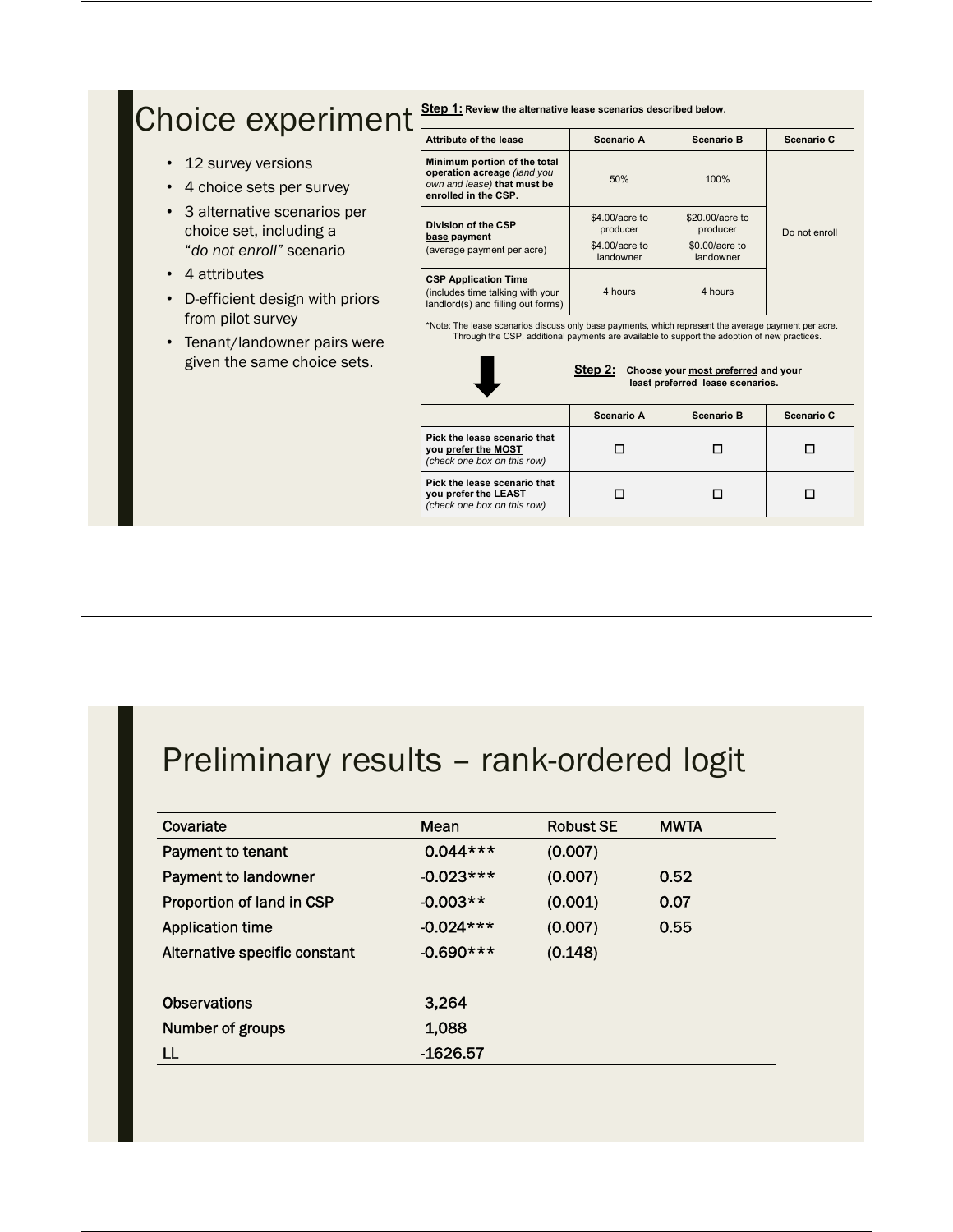# Choice experiment

- 12 survey versions
- 4 choice sets per survey
- 3 alternative scenarios per choice set, including a "*do not enroll*" scenario
- 4 attributes
- D-efficient design with priors from pilot survey
- Tenant/landowner pairs were given the same choice sets.

**Step 1: Review the alternative lease scenarios described below.**

| Attribute of the lease | Scenario A | Scenario B | Scenario C |
|---|---|---|---|
| **Minimum portion of the total operation acreage** *(land you own and lease)* **that must be enrolled in the CSP.** | 50% | 100% | Do not enroll |
| **Division of the CSP base payment** (average payment per acre) | \$4.00/acre to producer<br>\$4.00/acre to landowner | \$20.00/acre to producer<br>\$0.00/acre to landowner | |
| **CSP Application Time** (includes time talking with your landlord(s) and filling out forms) | 4 hours | 4 hours | |

*Note: The lease scenarios discuss only base payments, which represent the average payment per acre. Through the CSP, additional payments are available to support the adoption of new practices.

**Step 2: Choose your most preferred and your least preferred lease scenarios.**

| | Scenario A | Scenario B | Scenario C |
|---|---|---|---|
| **Pick the lease scenario that you prefer the MOST** *(check one box on this row)* | ☐ | ☐ | ☐ |
| **Pick the lease scenario that you prefer the LEAST** *(check one box on this row)* | ☐ | ☐ | ☐ |

# Preliminary results – rank-ordered logit

| Covariate | Mean | Robust SE | MWTA |
|---|---|---|---|
| Payment to tenant | 0.044*** | (0.007) | |
| Payment to landowner | -0.023*** | (0.007) | 0.52 |
| Proportion of land in CSP | -0.003** | (0.001) | 0.07 |
| Application time | -0.024*** | (0.007) | 0.55 |
| Alternative specific constant | -0.690*** | (0.148) | |
| | | | |
| Observations | 3,264 | | |
| Number of groups | 1,088 | | |
| LL | -1626.57 | | |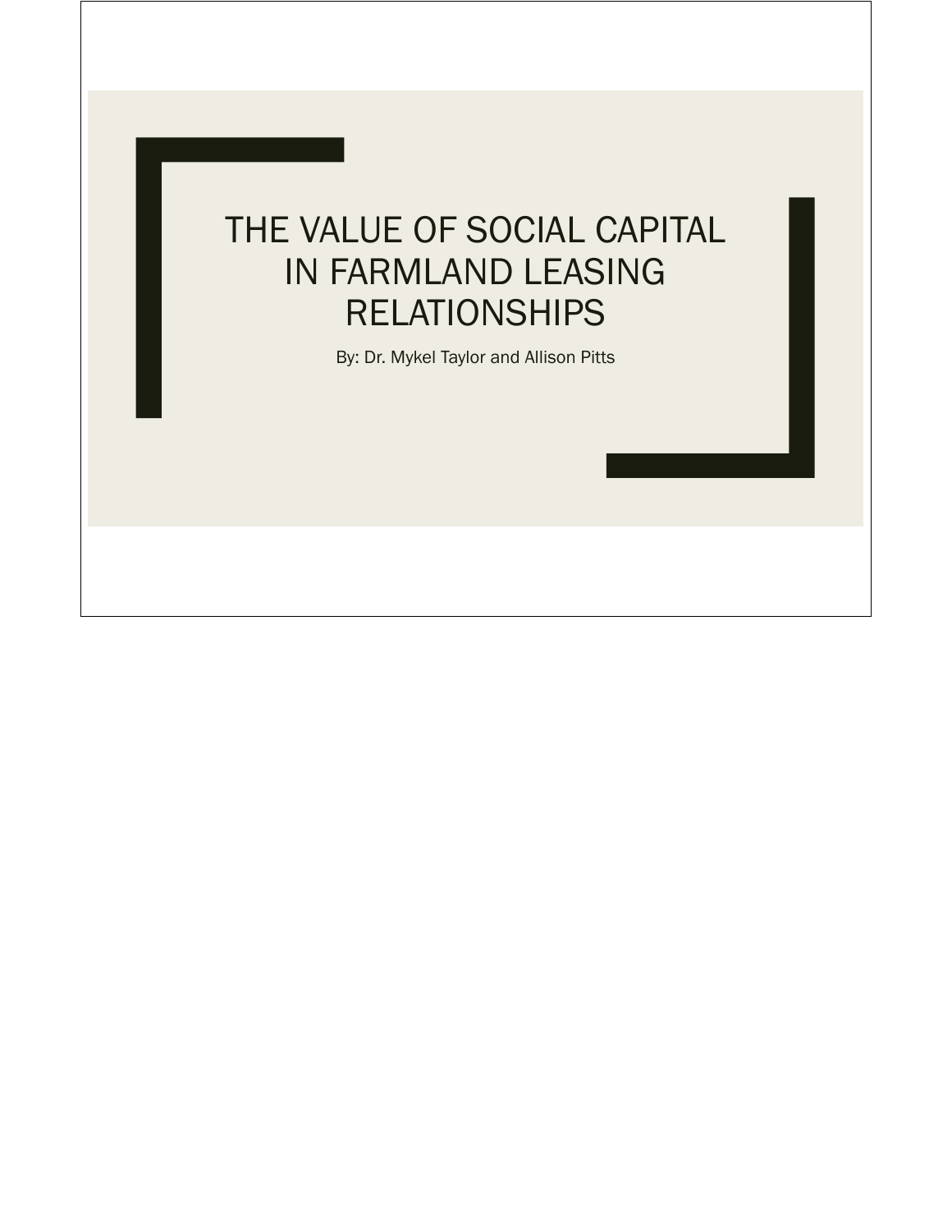# THE VALUE OF SOCIAL CAPITAL IN FARMLAND LEASING RELATIONSHIPS

By: Dr. Mykel Taylor and Allison Pitts